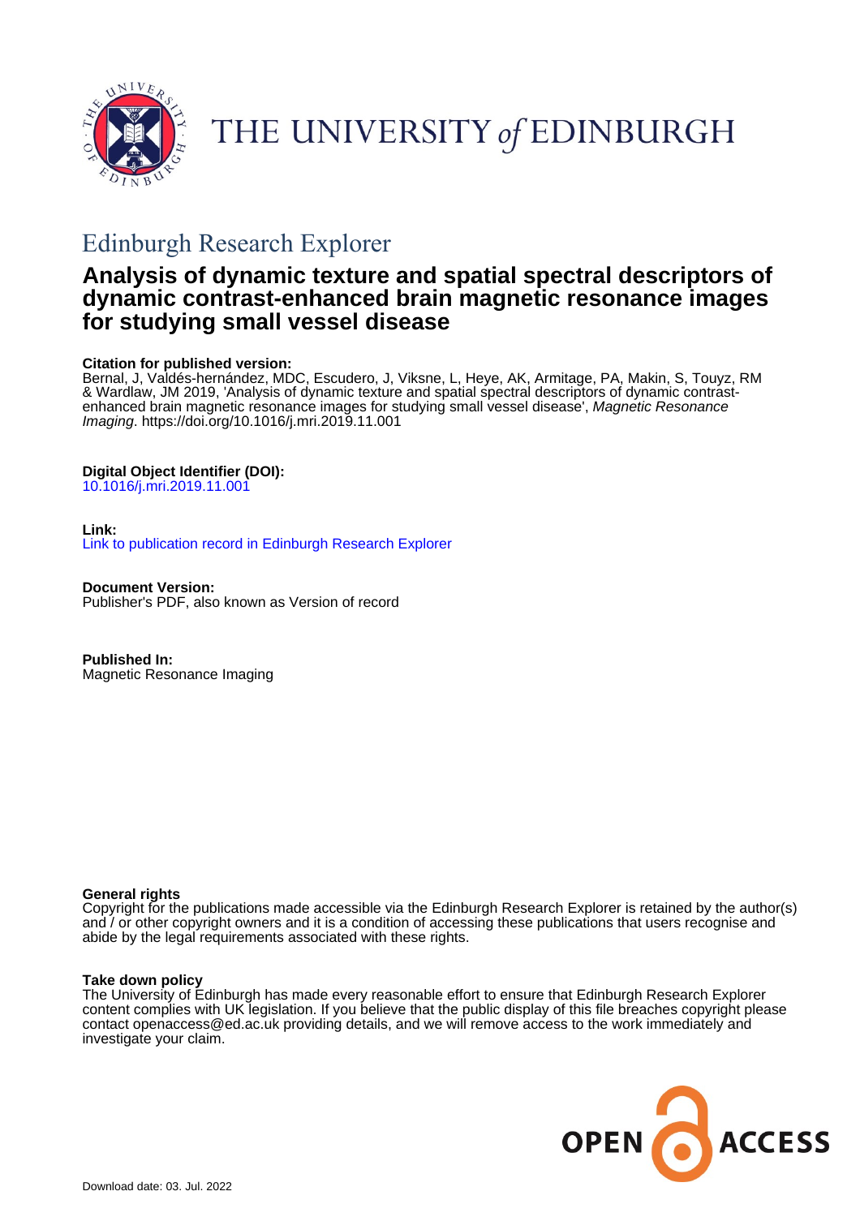THE UNIVERSITY of EDINBURGH

## Edinburgh Research Explorer

# Analysis of dynamic texture and spatial spectral descriptors of dynamic contrast-enhanced brain magnetic resonance images for studying small vessel disease

**Citation for published version:**
Bernal, J, Valdés-hernández, MDC, Escudero, J, Viksne, L, Heye, AK, Armitage, PA, Makin, S, Touyz, RM & Wardlaw, JM 2019, 'Analysis of dynamic texture and spatial spectral descriptors of dynamic contrast-enhanced brain magnetic resonance images for studying small vessel disease', *Magnetic Resonance Imaging*. https://doi.org/10.1016/j.mri.2019.11.001

**Digital Object Identifier (DOI):**
10.1016/j.mri.2019.11.001

**Link:**
Link to publication record in Edinburgh Research Explorer

**Document Version:**
Publisher's PDF, also known as Version of record

**Published In:**
Magnetic Resonance Imaging

**General rights**
Copyright for the publications made accessible via the Edinburgh Research Explorer is retained by the author(s) and / or other copyright owners and it is a condition of accessing these publications that users recognise and abide by the legal requirements associated with these rights.

**Take down policy**
The University of Edinburgh has made every reasonable effort to ensure that Edinburgh Research Explorer content complies with UK legislation. If you believe that the public display of this file breaches copyright please contact openaccess@ed.ac.uk providing details, and we will remove access to the work immediately and investigate your claim.

OPEN ACCESS

Download date: 03. Jul. 2022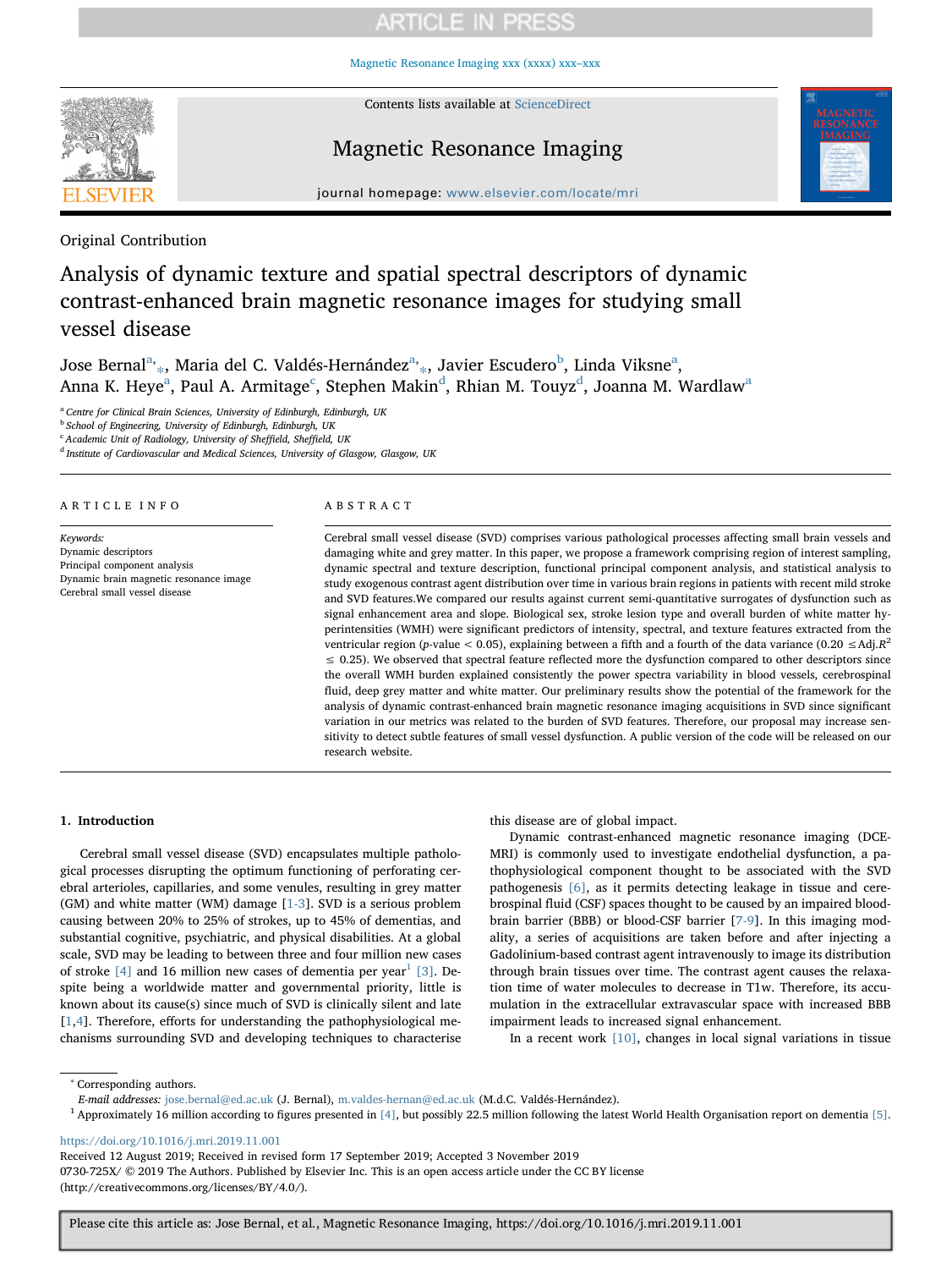Original Contribution

# Analysis of dynamic texture and spatial spectral descriptors of dynamic contrast-enhanced brain magnetic resonance images for studying small vessel disease

Jose Bernal[a,*], Maria del C. Valdés-Hernández[a,*], Javier Escudero[b], Linda Viksne[a], Anna K. Heye[a], Paul A. Armitage[c], Stephen Makin[d], Rhian M. Touyz[d], Joanna M. Wardlaw[a]

[a] Centre for Clinical Brain Sciences, University of Edinburgh, Edinburgh, UK
[b] School of Engineering, University of Edinburgh, Edinburgh, UK
[c] Academic Unit of Radiology, University of Sheffield, Sheffield, UK
[d] Institute of Cardiovascular and Medical Sciences, University of Glasgow, Glasgow, UK

## ARTICLE INFO

*Keywords:*
Dynamic descriptors
Principal component analysis
Dynamic brain magnetic resonance image
Cerebral small vessel disease

## ABSTRACT

Cerebral small vessel disease (SVD) comprises various pathological processes affecting small brain vessels and damaging white and grey matter. In this paper, we propose a framework comprising region of interest sampling, dynamic spectral and texture description, functional principal component analysis, and statistical analysis to study exogenous contrast agent distribution over time in various brain regions in patients with recent mild stroke and SVD features.We compared our results against current semi-quantitative surrogates of dysfunction such as signal enhancement area and slope. Biological sex, stroke lesion type and overall burden of white matter hyperintensities (WMH) were significant predictors of intensity, spectral, and texture features extracted from the ventricular region (*p*-value $< 0.05$), explaining between a fifth and a fourth of the data variance ($0.20 \leq \text{Adj.}R^2 \leq 0.25$). We observed that spectral feature reflected more the dysfunction compared to other descriptors since the overall WMH burden explained consistently the power spectra variability in blood vessels, cerebrospinal fluid, deep grey matter and white matter. Our preliminary results show the potential of the framework for the analysis of dynamic contrast-enhanced brain magnetic resonance imaging acquisitions in SVD since significant variation in our metrics was related to the burden of SVD features. Therefore, our proposal may increase sensitivity to detect subtle features of small vessel dysfunction. A public version of the code will be released on our research website.

## 1. Introduction

Cerebral small vessel disease (SVD) encapsulates multiple pathological processes disrupting the optimum functioning of perforating cerebral arterioles, capillaries, and some venules, resulting in grey matter (GM) and white matter (WM) damage [1-3]. SVD is a serious problem causing between 20% to 25% of strokes, up to 45% of dementias, and substantial cognitive, psychiatric, and physical disabilities. At a global scale, SVD may be leading to between three and four million new cases of stroke [4] and 16 million new cases of dementia per year[1] [3]. Despite being a worldwide matter and governmental priority, little is known about its cause(s) since much of SVD is clinically silent and late [1,4]. Therefore, efforts for understanding the pathophysiological mechanisms surrounding SVD and developing techniques to characterise this disease are of global impact.

Dynamic contrast-enhanced magnetic resonance imaging (DCE-MRI) is commonly used to investigate endothelial dysfunction, a pathophysiological component thought to be associated with the SVD pathogenesis [6], as it permits detecting leakage in tissue and cerebrospinal fluid (CSF) spaces thought to be caused by an impaired blood-brain barrier (BBB) or blood-CSF barrier [7-9]. In this imaging modality, a series of acquisitions are taken before and after injecting a Gadolinium-based contrast agent intravenously to image its distribution through brain tissues over time. The contrast agent causes the relaxation time of water molecules to decrease in T1w. Therefore, its accumulation in the extracellular extravascular space with increased BBB impairment leads to increased signal enhancement.

In a recent work [10], changes in local signal variations in tissue

* Corresponding authors.
*E-mail addresses:* jose.bernal@ed.ac.uk (J. Bernal), m.valdes-hernan@ed.ac.uk (M.d.C. Valdés-Hernández).

[1] Approximately 16 million according to figures presented in [4], but possibly 22.5 million following the latest World Health Organisation report on dementia [5].

https://doi.org/10.1016/j.mri.2019.11.001
Received 12 August 2019; Received in revised form 17 September 2019; Accepted 3 November 2019
0730-725X/ © 2019 The Authors. Published by Elsevier Inc. This is an open access article under the CC BY license (http://creativecommons.org/licenses/BY/4.0/).

Please cite this article as: Jose Bernal, et al., Magnetic Resonance Imaging, https://doi.org/10.1016/j.mri.2019.11.001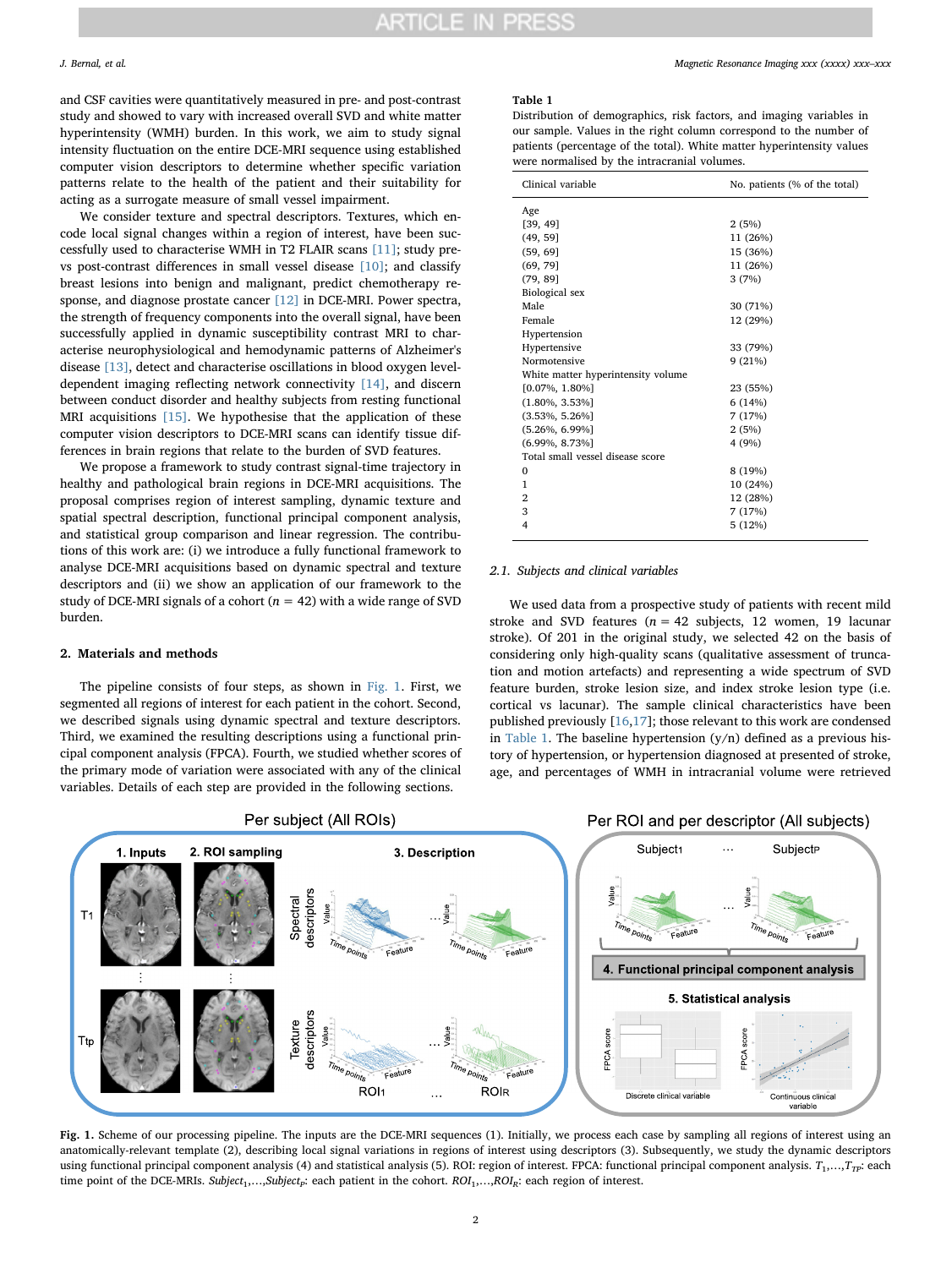and CSF cavities were quantitatively measured in pre- and post-contrast study and showed to vary with increased overall SVD and white matter hyperintensity (WMH) burden. In this work, we aim to study signal intensity fluctuation on the entire DCE-MRI sequence using established computer vision descriptors to determine whether specific variation patterns relate to the health of the patient and their suitability for acting as a surrogate measure of small vessel impairment.

We consider texture and spectral descriptors. Textures, which encode local signal changes within a region of interest, have been successfully used to characterise WMH in T2 FLAIR scans [11]; study pre- vs post-contrast differences in small vessel disease [10]; and classify breast lesions into benign and malignant, predict chemotherapy response, and diagnose prostate cancer [12] in DCE-MRI. Power spectra, the strength of frequency components into the overall signal, have been successfully applied in dynamic susceptibility contrast MRI to characterise neurophysiological and hemodynamic patterns of Alzheimer's disease [13], detect and characterise oscillations in blood oxygen level-dependent imaging reflecting network connectivity [14], and discern between conduct disorder and healthy subjects from resting functional MRI acquisitions [15]. We hypothesise that the application of these computer vision descriptors to DCE-MRI scans can identify tissue differences in brain regions that relate to the burden of SVD features.

We propose a framework to study contrast signal-time trajectory in healthy and pathological brain regions in DCE-MRI acquisitions. The proposal comprises region of interest sampling, dynamic texture and spatial spectral description, functional principal component analysis, and statistical group comparison and linear regression. The contributions of this work are: (i) we introduce a fully functional framework to analyse DCE-MRI acquisitions based on dynamic spectral and texture descriptors and (ii) we show an application of our framework to the study of DCE-MRI signals of a cohort ($n = 42$) with a wide range of SVD burden.

## 2. Materials and methods

The pipeline consists of four steps, as shown in Fig. 1. First, we segmented all regions of interest for each patient in the cohort. Second, we described signals using dynamic spectral and texture descriptors. Third, we examined the resulting descriptions using a functional principal component analysis (FPCA). Fourth, we studied whether scores of the primary mode of variation were associated with any of the clinical variables. Details of each step are provided in the following sections.

**Table 1**
Distribution of demographics, risk factors, and imaging variables in our sample. Values in the right column correspond to the number of patients (percentage of the total). White matter hyperintensity values were normalised by the intracranial volumes.

| Clinical variable | No. patients (% of the total) |
|---|---|
| Age | |
| [39, 49] | 2 (5%) |
| (49, 59] | 11 (26%) |
| (59, 69] | 15 (36%) |
| (69, 79] | 11 (26%) |
| (79, 89] | 3 (7%) |
| Biological sex | |
| Male | 30 (71%) |
| Female | 12 (29%) |
| Hypertension | |
| Hypertensive | 33 (79%) |
| Normotensive | 9 (21%) |
| White matter hyperintensity volume | |
| [0.07%, 1.80%] | 23 (55%) |
| (1.80%, 3.53%] | 6 (14%) |
| (3.53%, 5.26%] | 7 (17%) |
| (5.26%, 6.99%] | 2 (5%) |
| (6.99%, 8.73%] | 4 (9%) |
| Total small vessel disease score | |
| 0 | 8 (19%) |
| 1 | 10 (24%) |
| 2 | 12 (28%) |
| 3 | 7 (17%) |
| 4 | 5 (12%) |

### 2.1. Subjects and clinical variables

We used data from a prospective study of patients with recent mild stroke and SVD features ($n = 42$ subjects, 12 women, 19 lacunar stroke). Of 201 in the original study, we selected 42 on the basis of considering only high-quality scans (qualitative assessment of truncation and motion artefacts) and representing a wide spectrum of SVD feature burden, stroke lesion size, and index stroke lesion type (i.e. cortical vs lacunar). The sample clinical characteristics have been published previously [16,17]; those relevant to this work are condensed in Table 1. The baseline hypertension (y/n) defined as a previous history of hypertension, or hypertension diagnosed at presented of stroke, age, and percentages of WMH in intracranial volume were retrieved

**Fig. 1.** Scheme of our processing pipeline. The inputs are the DCE-MRI sequences (1). Initially, we process each case by sampling all regions of interest using an anatomically-relevant template (2), describing local signal variations in regions of interest using descriptors (3). Subsequently, we study the dynamic descriptors using functional principal component analysis (4) and statistical analysis (5). ROI: region of interest. FPCA: functional principal component analysis. $T_1,\ldots,T_{TP}$: each time point of the DCE-MRIs. $Subject_1,\ldots,Subject_P$: each patient in the cohort. $ROI_1,\ldots,ROI_R$: each region of interest.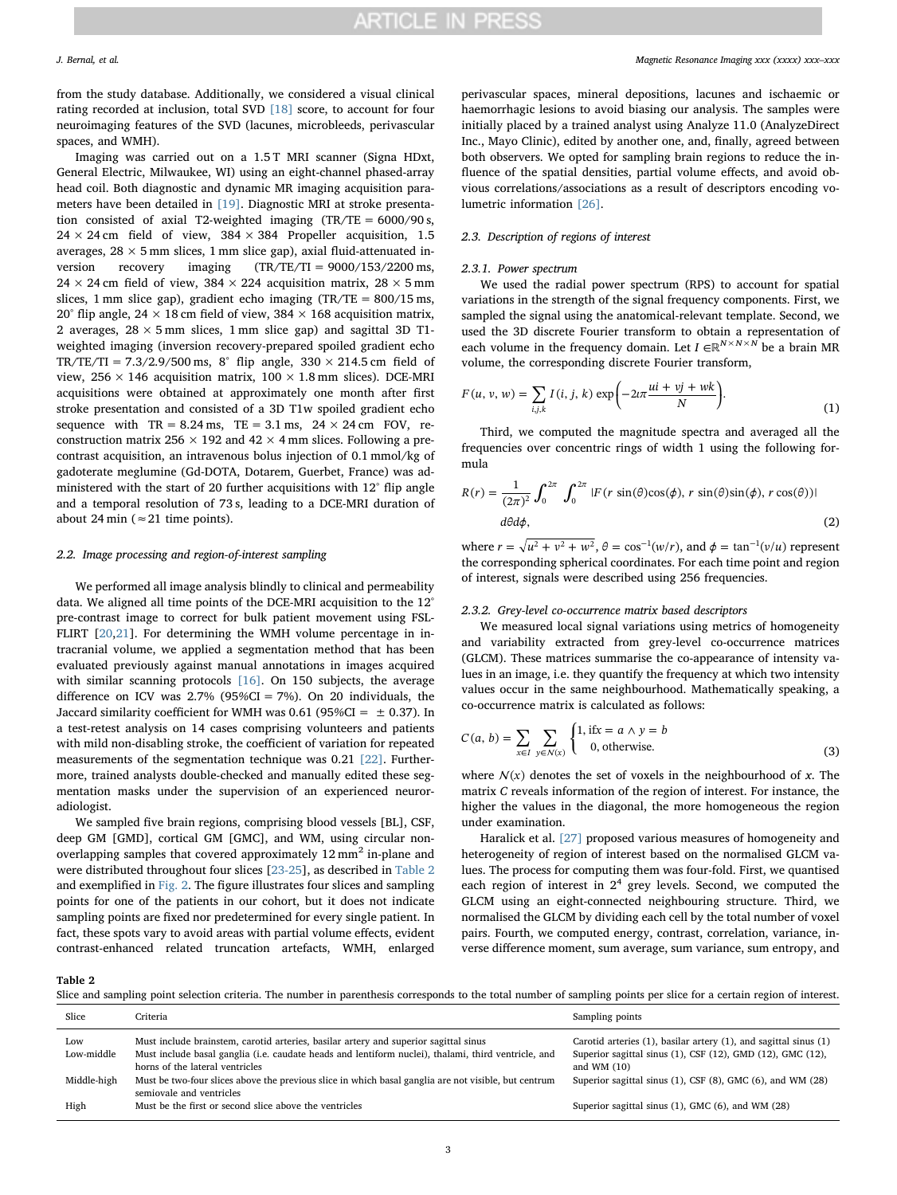from the study database. Additionally, we considered a visual clinical rating recorded at inclusion, total SVD [18] score, to account for four neuroimaging features of the SVD (lacunes, microbleeds, perivascular spaces, and WMH).

Imaging was carried out on a 1.5 T MRI scanner (Signa HDxt, General Electric, Milwaukee, WI) using an eight-channel phased-array head coil. Both diagnostic and dynamic MR imaging acquisition parameters have been detailed in [19]. Diagnostic MRI at stroke presentation consisted of axial T2-weighted imaging (TR/TE = 6000/90 s, 24 × 24 cm field of view, 384 × 384 Propeller acquisition, 1.5 averages, 28 × 5 mm slices, 1 mm slice gap), axial fluid-attenuated inversion recovery imaging (TR/TE/TI = 9000/153/2200 ms, 24 × 24 cm field of view, 384 × 224 acquisition matrix, 28 × 5 mm slices, 1 mm slice gap), gradient echo imaging (TR/TE = 800/15 ms, 20° flip angle, 24 × 18 cm field of view, 384 × 168 acquisition matrix, 2 averages, 28 × 5 mm slices, 1 mm slice gap) and sagittal 3D T1-weighted imaging (inversion recovery-prepared spoiled gradient echo TR/TE/TI = 7.3/2.9/500 ms, 8° flip angle, 330 × 214.5 cm field of view, 256 × 146 acquisition matrix, 100 × 1.8 mm slices). DCE-MRI acquisitions were obtained at approximately one month after first stroke presentation and consisted of a 3D T1w spoiled gradient echo sequence with TR = 8.24 ms, TE = 3.1 ms, 24 × 24 cm FOV, reconstruction matrix 256 × 192 and 42 × 4 mm slices. Following a pre-contrast acquisition, an intravenous bolus injection of 0.1 mmol/kg of gadoterate meglumine (Gd-DOTA, Dotarem, Guerbet, France) was administered with the start of 20 further acquisitions with 12° flip angle and a temporal resolution of 73 s, leading to a DCE-MRI duration of about 24 min (≈21 time points).

### 2.2. Image processing and region-of-interest sampling

We performed all image analysis blindly to clinical and permeability data. We aligned all time points of the DCE-MRI acquisition to the 12° pre-contrast image to correct for bulk patient movement using FSL-FLIRT [20,21]. For determining the WMH volume percentage in intracranial volume, we applied a segmentation method that has been evaluated previously against manual annotations in images acquired with similar scanning protocols [16]. On 150 subjects, the average difference on ICV was 2.7% (95%CI = 7%). On 20 individuals, the Jaccard similarity coefficient for WMH was 0.61 (95%CI = ± 0.37). In a test-retest analysis on 14 cases comprising volunteers and patients with mild non-disabling stroke, the coefficient of variation for repeated measurements of the segmentation technique was 0.21 [22]. Furthermore, trained analysts double-checked and manually edited these segmentation masks under the supervision of an experienced neuroradiologist.

We sampled five brain regions, comprising blood vessels [BL], CSF, deep GM [GMD], cortical GM [GMC], and WM, using circular non-overlapping samples that covered approximately 12 mm² in-plane and were distributed throughout four slices [23-25], as described in Table 2 and exemplified in Fig. 2. The figure illustrates four slices and sampling points for one of the patients in our cohort, but it does not indicate sampling points are fixed nor predetermined for every single patient. In fact, these spots vary to avoid areas with partial volume effects, evident contrast-enhanced related truncation artefacts, WMH, enlarged perivascular spaces, mineral depositions, lacunes and ischaemic or haemorrhagic lesions to avoid biasing our analysis. The samples were initially placed by a trained analyst using Analyze 11.0 (AnalyzeDirect Inc., Mayo Clinic), edited by another one, and, finally, agreed between both observers. We opted for sampling brain regions to reduce the influence of the spatial densities, partial volume effects, and avoid obvious correlations/associations as a result of descriptors encoding volumetric information [26].

### 2.3. Description of regions of interest

#### 2.3.1. Power spectrum

We used the radial power spectrum (RPS) to account for spatial variations in the strength of the signal frequency components. First, we sampled the signal using the anatomical-relevant template. Second, we used the 3D discrete Fourier transform to obtain a representation of each volume in the frequency domain. Let $I \in \mathbb{R}^{N \times N \times N}$ be a brain MR volume, the corresponding discrete Fourier transform,

$$F(u, v, w) = \sum_{i,j,k} I(i, j, k) \exp\left(-2\iota\pi \frac{ui + vj + wk}{N}\right). \tag{1}$$

Third, we computed the magnitude spectra and averaged all the frequencies over concentric rings of width 1 using the following formula

$$R(r) = \frac{1}{(2\pi)^2} \int_0^{2\pi} \int_0^{2\pi} |F(r\sin(\theta)\cos(\phi), r\sin(\theta)\sin(\phi), r\cos(\theta))| \, d\theta d\phi, \tag{2}$$

where $r = \sqrt{u^2 + v^2 + w^2}$, $\theta = \cos^{-1}(w/r)$, and $\phi = \tan^{-1}(v/u)$ represent the corresponding spherical coordinates. For each time point and region of interest, signals were described using 256 frequencies.

#### 2.3.2. Grey-level co-occurrence matrix based descriptors

We measured local signal variations using metrics of homogeneity and variability extracted from grey-level co-occurrence matrices (GLCM). These matrices summarise the co-appearance of intensity values in an image, i.e. they quantify the frequency at which two intensity values occur in the same neighbourhood. Mathematically speaking, a co-occurrence matrix is calculated as follows:

$$C(a, b) = \sum_{x \in I} \sum_{y \in N(x)} \begin{cases} 1, \text{if} x = a \wedge y = b \\ 0, \text{otherwise.} \end{cases} \tag{3}$$

where $N(x)$ denotes the set of voxels in the neighbourhood of $x$. The matrix $C$ reveals information of the region of interest. For instance, the higher the values in the diagonal, the more homogeneous the region under examination.

Haralick et al. [27] proposed various measures of homogeneity and heterogeneity of region of interest based on the normalised GLCM values. The process for computing them was four-fold. First, we quantised each region of interest in $2^4$ grey levels. Second, we computed the GLCM using an eight-connected neighbouring structure. Third, we normalised the GLCM by dividing each cell by the total number of voxel pairs. Fourth, we computed energy, contrast, correlation, variance, inverse difference moment, sum average, sum variance, sum entropy, and

**Table 2**
Slice and sampling point selection criteria. The number in parenthesis corresponds to the total number of sampling points per slice for a certain region of interest.

| Slice | Criteria | Sampling points |
|---|---|---|
| Low | Must include brainstem, carotid arteries, basilar artery and superior sagittal sinus | Carotid arteries (1), basilar artery (1), and sagittal sinus (1) |
| Low-middle | Must include basal ganglia (i.e. caudate heads and lentiform nuclei), thalami, third ventricle, and horns of the lateral ventricles | Superior sagittal sinus (1), CSF (12), GMD (12), GMC (12), and WM (10) |
| Middle-high | Must be two-four slices above the previous slice in which basal ganglia are not visible, but centrum semiovale and ventricles | Superior sagittal sinus (1), CSF (8), GMC (6), and WM (28) |
| High | Must be the first or second slice above the ventricles | Superior sagittal sinus (1), GMC (6), and WM (28) |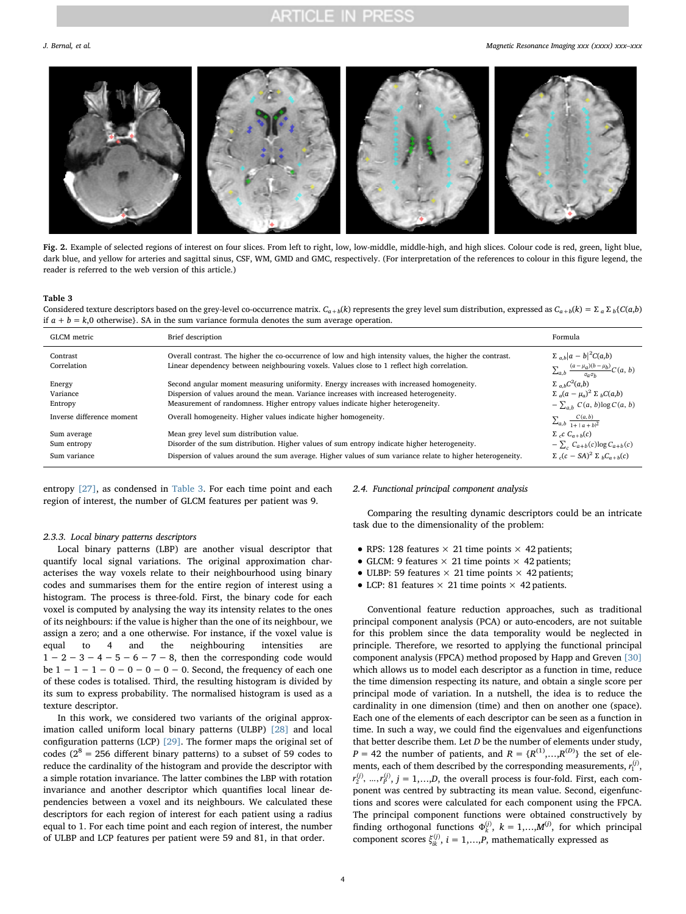Fig. 2. Example of selected regions of interest on four slices. From left to right, low, low-middle, middle-high, and high slices. Colour code is red, green, light blue, dark blue, and yellow for arteries and sagittal sinus, CSF, WM, GMD and GMC, respectively. (For interpretation of the references to colour in this figure legend, the reader is referred to the web version of this article.)

**Table 3**
Considered texture descriptors based on the grey-level co-occurrence matrix. $C_{a+b}(k)$ represents the grey level sum distribution, expressed as $C_{a+b}(k) = \Sigma_a \Sigma_b\{C(a,b)$ if $a + b = k$,0 otherwise}. SA in the sum variance formula denotes the sum average operation.

| GLCM metric | Brief description | Formula |
|---|---|---|
| Contrast | Overall contrast. The higher the co-occurrence of low and high intensity values, the higher the contrast. | $\Sigma_{a,b}\|a - b\|^2 C(a,b)$ |
| Correlation | Linear dependency between neighbouring voxels. Values close to 1 reflect high correlation. | $\sum_{a,b} \frac{(a-\mu_a)(b-\mu_b)}{\sigma_a\sigma_b} C(a,b)$ |
| Energy | Second angular moment measuring uniformity. Energy increases with increased homogeneity. | $\Sigma_{a,b} C^2(a,b)$ |
| Variance | Dispersion of values around the mean. Variance increases with increased heterogeneity. | $\Sigma_a (a - \mu_a)^2 \Sigma_b C(a,b)$ |
| Entropy | Measurement of randomness. Higher entropy values indicate higher heterogeneity. | $-\sum_{a,b} C(a,b)\log C(a,b)$ |
| Inverse difference moment | Overall homogeneity. Higher values indicate higher homogeneity. | $\sum_{a,b} \frac{C(a,b)}{1+\|a+b\|^2}$ |
| Sum average | Mean grey level sum distribution value. | $\Sigma_c c\, C_{a+b}(c)$ |
| Sum entropy | Disorder of the sum distribution. Higher values of sum entropy indicate higher heterogeneity. | $-\sum_c C_{a+b}(c)\log C_{a+b}(c)$ |
| Sum variance | Dispersion of values around the sum average. Higher values of sum variance relate to higher heterogeneity. | $\Sigma_c (c - SA)^2 \Sigma_b C_{a+b}(c)$ |

entropy [27], as condensed in Table 3. For each time point and each region of interest, the number of GLCM features per patient was 9.

#### 2.3.3. Local binary patterns descriptors

Local binary patterns (LBP) are another visual descriptor that quantify local signal variations. The original approximation characterises the way voxels relate to their neighbourhood using binary codes and summarises them for the entire region of interest using a histogram. The process is three-fold. First, the binary code for each voxel is computed by analysing the way its intensity relates to the ones of its neighbours: if the value is higher than the one of its neighbour, we assign a zero; and a one otherwise. For instance, if the voxel value is equal to 4 and the neighbouring intensities are $1-2-3-4-5-6-7-8$, then the corresponding code would be $1-1-1-0-0-0-0-0$. Second, the frequency of each one of these codes is totalised. Third, the resulting histogram is divided by its sum to express probability. The normalised histogram is used as a texture descriptor.

In this work, we considered two variants of the original approximation called uniform local binary patterns (ULBP) [28] and local configuration patterns (LCP) [29]. The former maps the original set of codes ($2^8 = 256$ different binary patterns) to a subset of 59 codes to reduce the cardinality of the histogram and provide the descriptor with a simple rotation invariance. The latter combines the LBP with rotation invariance and another descriptor which quantifies local linear dependencies between a voxel and its neighbours. We calculated these descriptors for each region of interest for each patient using a radius equal to 1. For each time point and each region of interest, the number of ULBP and LCP features per patient were 59 and 81, in that order.

### 2.4. Functional principal component analysis

Comparing the resulting dynamic descriptors could be an intricate task due to the dimensionality of the problem:

- RPS: 128 features × 21 time points × 42 patients;
- GLCM: 9 features × 21 time points × 42 patients;
- ULBP: 59 features × 21 time points × 42 patients;
- LCP: 81 features × 21 time points × 42 patients.

Conventional feature reduction approaches, such as traditional principal component analysis (PCA) or auto-encoders, are not suitable for this problem since the data temporality would be neglected in principle. Therefore, we resorted to applying the functional principal component analysis (FPCA) method proposed by Happ and Greven [30] which allows us to model each descriptor as a function in time, reduce the time dimension respecting its nature, and obtain a single score per principal mode of variation. In a nutshell, the idea is to reduce the cardinality in one dimension (time) and then on another one (space). Each one of the elements of each descriptor can be seen as a function in time. In such a way, we could find the eigenvalues and eigenfunctions that better describe them. Let $D$ be the number of elements under study, $P = 42$ the number of patients, and $R = \{R^{(1)},\dots,R^{(D)}\}$ the set of elements, each of them described by the corresponding measurements, $r_1^{(j)}$, $r_2^{(j)}$, …, $r_P^{(j)}$, $j = 1,\dots,D$, the overall process is four-fold. First, each component was centred by subtracting its mean value. Second, eigenfunctions and scores were calculated for each component using the FPCA. The principal component functions were obtained constructively by finding orthogonal functions $\Phi_k^{(j)}$, $k = 1,\dots,M^{(j)}$, for which principal component scores $\xi_{ik}^{(j)}$, $i = 1,\dots,P$, mathematically expressed as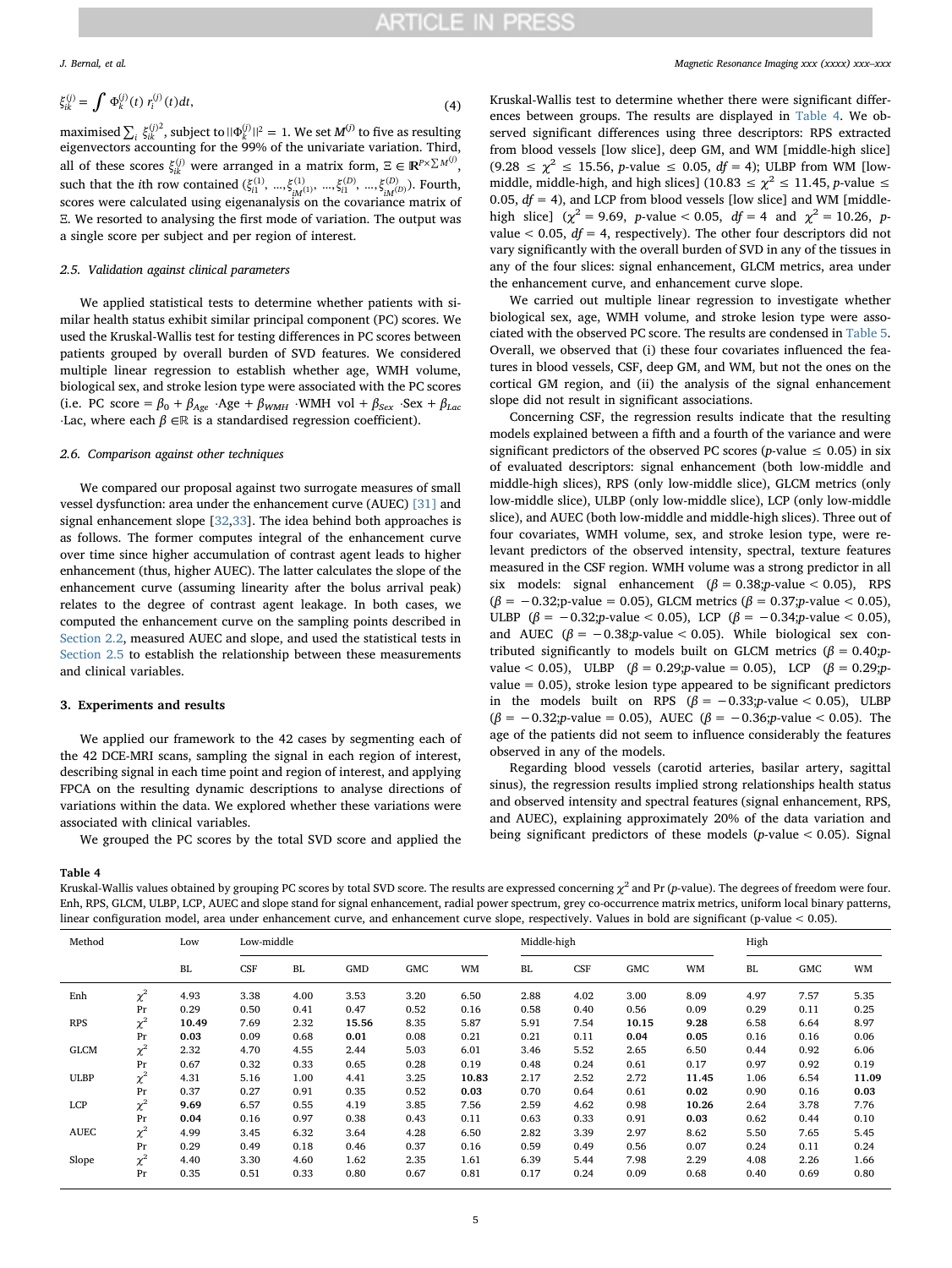$$\xi_{ik}^{(j)} = \int \Phi_k^{(j)}(t)\, r_i^{(j)}(t)dt, \tag{4}$$

maximised $\sum_i \xi_{ik}^{(j)2}$, subject to $||\Phi_k^{(j)}||^2 = 1$. We set $M^{(j)}$ to five as resulting eigenvectors accounting for the 99% of the univariate variation. Third, all of these scores $\xi_{ik}^{(j)}$ were arranged in a matrix form, $\Xi \in \mathbb{R}^{P \times \sum M^{(j)}}$, such that the $i$th row contained $(\xi_{i1}^{(1)}, ..., \xi_{iM^{(1)}}^{(1)}, ..., \xi_{i1}^{(D)}, ..., \xi_{iM^{(D)}}^{(D)})$. Fourth, scores were calculated using eigenanalysis on the covariance matrix of $\Xi$. We resorted to analysing the first mode of variation. The output was a single score per subject and per region of interest.

### 2.5. Validation against clinical parameters

We applied statistical tests to determine whether patients with similar health status exhibit similar principal component (PC) scores. We used the Kruskal-Wallis test for testing differences in PC scores between patients grouped by overall burden of SVD features. We considered multiple linear regression to establish whether age, WMH volume, biological sex, and stroke lesion type were associated with the PC scores (i.e. PC score = $\beta_0 + \beta_{Age} \cdot \text{Age} + \beta_{WMH} \cdot \text{WMH vol} + \beta_{Sex} \cdot \text{Sex} + \beta_{Lac} \cdot \text{Lac}$, where each $\beta \in \mathbb{R}$ is a standardised regression coefficient).

### 2.6. Comparison against other techniques

We compared our proposal against two surrogate measures of small vessel dysfunction: area under the enhancement curve (AUEC) [31] and signal enhancement slope [32,33]. The idea behind both approaches is as follows. The former computes integral of the enhancement curve over time since higher accumulation of contrast agent leads to higher enhancement (thus, higher AUEC). The latter calculates the slope of the enhancement curve (assuming linearity after the bolus arrival peak) relates to the degree of contrast agent leakage. In both cases, we computed the enhancement curve on the sampling points described in Section 2.2, measured AUEC and slope, and used the statistical tests in Section 2.5 to establish the relationship between these measurements and clinical variables.

## 3. Experiments and results

We applied our framework to the 42 cases by segmenting each of the 42 DCE-MRI scans, sampling the signal in each region of interest, describing signal in each time point and region of interest, and applying FPCA on the resulting dynamic descriptions to analyse directions of variations within the data. We explored whether these variations were associated with clinical variables.

We grouped the PC scores by the total SVD score and applied the Kruskal-Wallis test to determine whether there were significant differences between groups. The results are displayed in Table 4. We observed significant differences using three descriptors: RPS extracted from blood vessels [low slice], deep GM, and WM [middle-high slice] ($9.28 \leq \chi^2 \leq 15.56$, $p$-value $\leq 0.05$, $df = 4$); ULBP from WM [low-middle, middle-high, and high slices] ($10.83 \leq \chi^2 \leq 11.45$, $p$-value $\leq 0.05$, $df = 4$), and LCP from blood vessels [low slice] and WM [middle-high slice] ($\chi^2 = 9.69$, $p$-value $< 0.05$, $df = 4$ and $\chi^2 = 10.26$, $p$-value $< 0.05$, $df = 4$, respectively). The other four descriptors did not vary significantly with the overall burden of SVD in any of the tissues in any of the four slices: signal enhancement, GLCM metrics, area under the enhancement curve, and enhancement curve slope.

We carried out multiple linear regression to investigate whether biological sex, age, WMH volume, and stroke lesion type were associated with the observed PC score. The results are condensed in Table 5. Overall, we observed that (i) these four covariates influenced the features in blood vessels, CSF, deep GM, and WM, but not the ones on the cortical GM region, and (ii) the analysis of the signal enhancement slope did not result in significant associations.

Concerning CSF, the regression results indicate that the resulting models explained between a fifth and a fourth of the variance and were significant predictors of the observed PC scores ($p$-value $\leq 0.05$) in six of evaluated descriptors: signal enhancement (both low-middle and middle-high slices), RPS (only low-middle slice), GLCM metrics (only low-middle slice), ULBP (only low-middle slice), LCP (only low-middle slice), and AUEC (both low-middle and middle-high slices). Three out of four covariates, WMH volume, sex, and stroke lesion type, were relevant predictors of the observed intensity, spectral, texture features measured in the CSF region. WMH volume was a strong predictor in all six models: signal enhancement ($\beta = 0.38$;$p$-value $< 0.05$), RPS ($\beta = -0.32$;$p$-value $= 0.05$), GLCM metrics ($\beta = 0.37$;$p$-value $< 0.05$), ULBP ($\beta = -0.32$;$p$-value $< 0.05$), LCP ($\beta = -0.34$;$p$-value $< 0.05$), and AUEC ($\beta = -0.38$;$p$-value $< 0.05$). While biological sex contributed significantly to models built on GLCM metrics ($\beta = 0.40$;$p$-value $< 0.05$), ULBP ($\beta = 0.29$;$p$-value $= 0.05$), LCP ($\beta = 0.29$;$p$-value $= 0.05$), stroke lesion type appeared to be significant predictors in the models built on RPS ($\beta = -0.33$;$p$-value $< 0.05$), ULBP ($\beta = -0.32$;$p$-value $= 0.05$), AUEC ($\beta = -0.36$;$p$-value $< 0.05$). The age of the patients did not seem to influence considerably the features observed in any of the models.

Regarding blood vessels (carotid arteries, basilar artery, sagittal sinus), the regression results implied strong relationships health status and observed intensity and spectral features (signal enhancement, RPS, and AUEC), explaining approximately 20% of the data variation and being significant predictors of these models ($p$-value $< 0.05$). Signal

**Table 4**
Kruskal-Wallis values obtained by grouping PC scores by total SVD score. The results are expressed concerning $\chi^2$ and Pr ($p$-value). The degrees of freedom were four. Enh, RPS, GLCM, ULBP, LCP, AUEC and slope stand for signal enhancement, radial power spectrum, grey co-occurrence matrix metrics, uniform local binary patterns, linear configuration model, area under enhancement curve, and enhancement curve slope, respectively. Values in bold are significant (p-value < 0.05).

| Method | | Low | Low-middle | | | | | Middle-high | | | | High | | |
|---|---|---|---|---|---|---|---|---|---|---|---|---|---|---|
| | | BL | CSF | BL | GMD | GMC | WM | BL | CSF | GMC | WM | BL | GMC | WM |
| Enh | $\chi^2$ | 4.93 | 3.38 | 4.00 | 3.53 | 3.20 | 6.50 | 2.88 | 4.02 | 3.00 | 8.09 | 4.97 | 7.57 | 5.35 |
| | Pr | 0.29 | 0.50 | 0.41 | 0.47 | 0.52 | 0.16 | 0.58 | 0.40 | 0.56 | 0.09 | 0.29 | 0.11 | 0.25 |
| RPS | $\chi^2$ | **10.49** | 7.69 | 2.32 | **15.56** | 8.35 | 5.87 | 5.91 | 7.54 | **10.15** | **9.28** | 6.58 | 6.64 | 8.97 |
| | Pr | **0.03** | 0.09 | 0.68 | **0.01** | 0.08 | 0.21 | 0.21 | 0.11 | **0.04** | **0.05** | 0.16 | 0.16 | 0.06 |
| GLCM | $\chi^2$ | 2.32 | 4.70 | 4.55 | 2.44 | 5.03 | 6.01 | 3.46 | 5.52 | 2.65 | 6.50 | 0.44 | 0.92 | 6.06 |
| | Pr | 0.67 | 0.32 | 0.33 | 0.65 | 0.28 | 0.19 | 0.48 | 0.24 | 0.61 | 0.17 | 0.97 | 0.92 | 0.19 |
| ULBP | $\chi^2$ | 4.31 | 5.16 | 1.00 | 4.41 | 3.25 | **10.83** | 2.17 | 2.52 | 2.72 | **11.45** | 1.06 | 6.54 | **11.09** |
| | Pr | 0.37 | 0.27 | 0.91 | 0.35 | 0.52 | **0.03** | 0.70 | 0.64 | 0.61 | **0.02** | 0.90 | 0.16 | **0.03** |
| LCP | $\chi^2$ | **9.69** | 6.57 | 0.55 | 4.19 | 3.85 | 7.56 | 2.59 | 4.62 | 0.98 | **10.26** | 2.64 | 3.78 | 7.76 |
| | Pr | **0.04** | 0.16 | 0.97 | 0.38 | 0.43 | 0.11 | 0.63 | 0.33 | 0.91 | **0.03** | 0.62 | 0.44 | 0.10 |
| AUEC | $\chi^2$ | 4.99 | 3.45 | 6.32 | 3.64 | 4.28 | 6.50 | 2.82 | 3.39 | 2.97 | 8.62 | 5.50 | 7.65 | 5.45 |
| | Pr | 0.29 | 0.49 | 0.18 | 0.46 | 0.37 | 0.16 | 0.59 | 0.49 | 0.56 | 0.07 | 0.24 | 0.11 | 0.24 |
| Slope | $\chi^2$ | 4.40 | 3.30 | 4.60 | 1.62 | 2.35 | 1.61 | 6.39 | 5.44 | 7.98 | 2.29 | 4.08 | 2.26 | 1.66 |
| | Pr | 0.35 | 0.51 | 0.33 | 0.80 | 0.67 | 0.81 | 0.17 | 0.24 | 0.09 | 0.68 | 0.40 | 0.69 | 0.80 |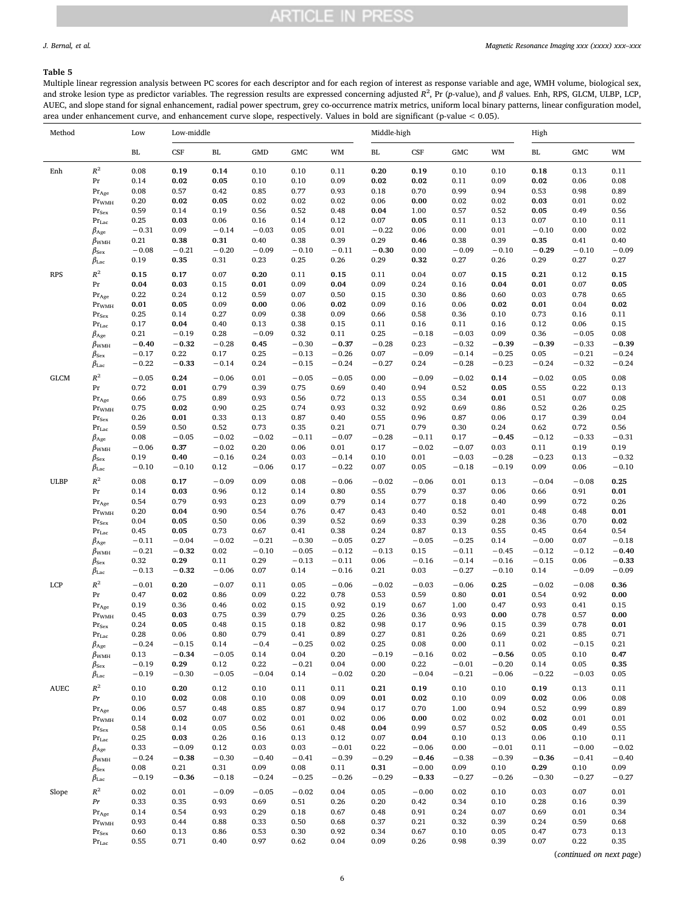**Table 5**

Multiple linear regression analysis between PC scores for each descriptor and for each region of interest as response variable and age, WMH volume, biological sex, and stroke lesion type as predictor variables. The regression results are expressed concerning adjusted $R^2$, Pr (*p*-value), and $\beta$ values. Enh, RPS, GLCM, ULBP, LCP, AUEC, and slope stand for signal enhancement, radial power spectrum, grey co-occurrence matrix metrics, uniform local binary patterns, linear configuration model, area under enhancement curve, and enhancement curve slope, respectively. Values in bold are significant (p-value < 0.05).

| Method | | Low | Low-middle | | | | | Middle-high | | | | High | | |
|---|---|---|---|---|---|---|---|---|---|---|---|---|---|---|
| | | BL | CSF | BL | GMD | GMC | WM | BL | CSF | GMC | WM | BL | GMC | WM |
| Enh | $R^2$ | 0.08 | **0.19** | **0.14** | 0.10 | 0.10 | 0.11 | **0.20** | **0.19** | 0.10 | 0.10 | **0.18** | 0.13 | 0.11 |
| | Pr | 0.14 | **0.02** | **0.05** | 0.10 | 0.10 | 0.09 | **0.02** | **0.02** | 0.11 | 0.09 | **0.02** | 0.06 | 0.08 |
| | $\mathrm{Pr}_{\mathrm{Age}}$ | 0.08 | 0.57 | 0.42 | 0.85 | 0.77 | 0.93 | 0.18 | 0.70 | 0.99 | 0.94 | 0.53 | 0.98 | 0.89 |
| | $\mathrm{Pr}_{\mathrm{WMH}}$ | 0.20 | **0.02** | **0.05** | 0.02 | 0.02 | 0.02 | 0.06 | **0.00** | 0.02 | 0.02 | **0.03** | 0.01 | 0.02 |
| | $\mathrm{Pr}_{\mathrm{Sex}}$ | 0.59 | 0.14 | 0.19 | 0.56 | 0.52 | 0.48 | **0.04** | 1.00 | 0.57 | 0.52 | **0.05** | 0.49 | 0.56 |
| | $\mathrm{Pr}_{\mathrm{Lac}}$ | 0.25 | **0.03** | 0.06 | 0.16 | 0.14 | 0.12 | 0.07 | **0.05** | 0.11 | 0.13 | 0.07 | 0.10 | 0.11 |
| | $\beta_{\mathrm{Age}}$ | −0.31 | 0.09 | −0.14 | −0.03 | 0.05 | 0.01 | −0.22 | 0.06 | 0.00 | 0.01 | −0.10 | 0.00 | 0.02 |
| | $\beta_{\mathrm{WMH}}$ | 0.21 | **0.38** | **0.31** | 0.40 | 0.38 | 0.39 | 0.29 | **0.46** | 0.38 | 0.39 | **0.35** | 0.41 | 0.40 |
| | $\beta_{\mathrm{Sex}}$ | −0.08 | −0.21 | −0.20 | −0.09 | −0.10 | −0.11 | **−0.30** | 0.00 | −0.09 | −0.10 | **−0.29** | −0.10 | −0.09 |
| | $\beta_{\mathrm{Lac}}$ | 0.19 | **0.35** | 0.31 | 0.23 | 0.25 | 0.26 | 0.29 | **0.32** | 0.27 | 0.26 | 0.29 | 0.27 | 0.27 |
| RPS | $R^2$ | **0.15** | **0.17** | 0.07 | **0.20** | 0.11 | **0.15** | 0.11 | 0.04 | 0.07 | **0.15** | **0.21** | 0.12 | **0.15** |
| | Pr | **0.04** | **0.03** | 0.15 | **0.01** | 0.09 | **0.04** | 0.09 | 0.24 | 0.16 | **0.04** | **0.01** | 0.07 | **0.05** |
| | $\mathrm{Pr}_{\mathrm{Age}}$ | 0.22 | 0.24 | 0.12 | 0.59 | 0.07 | 0.50 | 0.15 | 0.30 | 0.86 | 0.60 | 0.03 | 0.78 | 0.65 |
| | $\mathrm{Pr}_{\mathrm{WMH}}$ | **0.01** | **0.05** | 0.09 | **0.00** | 0.06 | **0.02** | 0.09 | 0.16 | 0.06 | **0.02** | **0.01** | 0.04 | **0.02** |
| | $\mathrm{Pr}_{\mathrm{Sex}}$ | 0.25 | 0.14 | 0.27 | 0.09 | 0.38 | 0.09 | 0.66 | 0.58 | 0.36 | 0.10 | 0.73 | 0.16 | 0.11 |
| | $\mathrm{Pr}_{\mathrm{Lac}}$ | 0.17 | **0.04** | 0.40 | 0.13 | 0.38 | 0.15 | 0.11 | 0.16 | 0.11 | 0.16 | 0.12 | 0.06 | 0.15 |
| | $\beta_{\mathrm{Age}}$ | 0.21 | −0.19 | 0.28 | −0.09 | 0.32 | 0.11 | 0.25 | −0.18 | −0.03 | 0.09 | 0.36 | −0.05 | 0.08 |
| | $\beta_{\mathrm{WMH}}$ | **−0.40** | **−0.32** | −0.28 | **0.45** | −0.30 | **−0.37** | −0.28 | 0.23 | −0.32 | **−0.39** | **−0.39** | −0.33 | **−0.39** |
| | $\beta_{\mathrm{Sex}}$ | −0.17 | 0.22 | 0.17 | 0.25 | −0.13 | −0.26 | 0.07 | −0.09 | −0.14 | −0.25 | 0.05 | −0.21 | −0.24 |
| | $\beta_{\mathrm{Lac}}$ | −0.22 | **−0.33** | −0.14 | 0.24 | −0.15 | −0.24 | −0.27 | 0.24 | −0.28 | −0.23 | −0.24 | −0.32 | −0.24 |
| GLCM | $R^2$ | −0.05 | **0.24** | −0.06 | 0.01 | −0.05 | −0.05 | 0.00 | −0.09 | −0.02 | **0.14** | −0.02 | 0.05 | 0.08 |
| | Pr | 0.72 | **0.01** | 0.79 | 0.39 | 0.75 | 0.69 | 0.40 | 0.94 | 0.52 | **0.05** | 0.55 | 0.22 | 0.13 |
| | $\mathrm{Pr}_{\mathrm{Age}}$ | 0.66 | 0.75 | 0.89 | 0.93 | 0.56 | 0.72 | 0.13 | 0.55 | 0.34 | **0.01** | 0.51 | 0.07 | 0.08 |
| | $\mathrm{Pr}_{\mathrm{WMH}}$ | 0.75 | **0.02** | 0.90 | 0.25 | 0.74 | 0.93 | 0.32 | 0.92 | 0.69 | 0.86 | 0.52 | 0.26 | 0.25 |
| | $\mathrm{Pr}_{\mathrm{Sex}}$ | 0.26 | **0.01** | 0.33 | 0.13 | 0.87 | 0.40 | 0.55 | 0.96 | 0.87 | 0.06 | 0.17 | 0.39 | 0.04 |
| | $\mathrm{Pr}_{\mathrm{Lac}}$ | 0.59 | 0.50 | 0.52 | 0.73 | 0.35 | 0.21 | 0.71 | 0.79 | 0.30 | 0.24 | 0.62 | 0.72 | 0.56 |
| | $\beta_{\mathrm{Age}}$ | 0.08 | −0.05 | −0.02 | −0.02 | −0.11 | −0.07 | −0.28 | −0.11 | 0.17 | **−0.45** | −0.12 | −0.33 | −0.31 |
| | $\beta_{\mathrm{WMH}}$ | −0.06 | **0.37** | −0.02 | 0.20 | 0.06 | 0.01 | 0.17 | −0.02 | −0.07 | 0.03 | 0.11 | 0.19 | 0.19 |
| | $\beta_{\mathrm{Sex}}$ | 0.19 | **0.40** | −0.16 | 0.24 | 0.03 | −0.14 | 0.10 | 0.01 | −0.03 | −0.28 | −0.23 | 0.13 | −0.32 |
| | $\beta_{\mathrm{Lac}}$ | −0.10 | −0.10 | 0.12 | −0.06 | 0.17 | −0.22 | 0.07 | 0.05 | −0.18 | −0.19 | 0.09 | 0.06 | −0.10 |
| ULBP | $R^2$ | 0.08 | **0.17** | −0.09 | 0.09 | 0.08 | −0.06 | −0.02 | −0.06 | 0.01 | 0.13 | −0.04 | −0.08 | **0.25** |
| | Pr | 0.14 | **0.03** | 0.96 | 0.12 | 0.14 | 0.80 | 0.55 | 0.79 | 0.37 | 0.06 | 0.66 | 0.91 | **0.01** |
| | $\mathrm{Pr}_{\mathrm{Age}}$ | 0.54 | 0.79 | 0.93 | 0.23 | 0.09 | 0.79 | 0.14 | 0.77 | 0.18 | 0.40 | 0.99 | 0.72 | 0.26 |
| | $\mathrm{Pr}_{\mathrm{WMH}}$ | 0.20 | **0.04** | 0.90 | 0.54 | 0.76 | 0.47 | 0.43 | 0.40 | 0.52 | 0.01 | 0.48 | 0.48 | **0.01** |
| | $\mathrm{Pr}_{\mathrm{Sex}}$ | 0.04 | **0.05** | 0.50 | 0.06 | 0.39 | 0.52 | 0.69 | 0.33 | 0.39 | 0.28 | 0.36 | 0.70 | **0.02** |
| | $\mathrm{Pr}_{\mathrm{Lac}}$ | 0.45 | **0.05** | 0.73 | 0.67 | 0.41 | 0.38 | 0.24 | 0.87 | 0.13 | 0.55 | 0.45 | 0.64 | 0.54 |
| | $\beta_{\mathrm{Age}}$ | −0.11 | −0.04 | −0.02 | −0.21 | −0.30 | −0.05 | 0.27 | −0.05 | −0.25 | 0.14 | −0.00 | 0.07 | −0.18 |
| | $\beta_{\mathrm{WMH}}$ | −0.21 | **−0.32** | 0.02 | −0.10 | −0.05 | −0.12 | −0.13 | 0.15 | −0.11 | −0.45 | −0.12 | −0.12 | **−0.40** |
| | $\beta_{\mathrm{Sex}}$ | 0.32 | **0.29** | 0.11 | 0.29 | −0.13 | −0.11 | 0.06 | −0.16 | −0.14 | −0.16 | −0.15 | 0.06 | **−0.33** |
| | $\beta_{\mathrm{Lac}}$ | −0.13 | **−0.32** | −0.06 | 0.07 | 0.14 | −0.16 | 0.21 | 0.03 | −0.27 | −0.10 | 0.14 | −0.09 | −0.09 |
| LCP | $R^2$ | −0.01 | **0.20** | −0.07 | 0.11 | 0.05 | −0.06 | −0.02 | −0.03 | −0.06 | **0.25** | −0.02 | −0.08 | **0.36** |
| | Pr | 0.47 | **0.02** | 0.86 | 0.09 | 0.22 | 0.78 | 0.53 | 0.59 | 0.80 | **0.01** | 0.54 | 0.92 | **0.00** |
| | $\mathrm{Pr}_{\mathrm{Age}}$ | 0.19 | 0.36 | 0.46 | 0.02 | 0.15 | 0.92 | 0.19 | 0.67 | 1.00 | 0.47 | 0.93 | 0.41 | 0.15 |
| | $\mathrm{Pr}_{\mathrm{WMH}}$ | 0.45 | **0.03** | 0.75 | 0.39 | 0.79 | 0.25 | 0.26 | 0.36 | 0.93 | **0.00** | 0.78 | 0.57 | **0.00** |
| | $\mathrm{Pr}_{\mathrm{Sex}}$ | 0.24 | **0.05** | 0.48 | 0.15 | 0.18 | 0.82 | 0.98 | 0.17 | 0.96 | 0.15 | 0.39 | 0.78 | **0.01** |
| | $\mathrm{Pr}_{\mathrm{Lac}}$ | 0.28 | 0.06 | 0.80 | 0.79 | 0.41 | 0.89 | 0.27 | 0.81 | 0.26 | 0.69 | 0.21 | 0.85 | 0.71 |
| | $\beta_{\mathrm{Age}}$ | −0.24 | −0.15 | 0.14 | −0.4 | −0.25 | 0.02 | 0.25 | 0.08 | 0.00 | 0.11 | 0.02 | −0.15 | 0.21 |
| | $\beta_{\mathrm{WMH}}$ | 0.13 | **−0.34** | −0.05 | 0.14 | 0.04 | 0.20 | −0.19 | −0.16 | 0.02 | **−0.56** | 0.05 | 0.10 | **0.47** |
| | $\beta_{\mathrm{Sex}}$ | −0.19 | **0.29** | 0.12 | 0.22 | −0.21 | 0.04 | 0.00 | 0.22 | −0.01 | −0.20 | 0.14 | 0.05 | **0.35** |
| | $\beta_{\mathrm{Lac}}$ | −0.19 | −0.30 | −0.05 | −0.04 | 0.14 | −0.02 | 0.20 | −0.04 | −0.21 | −0.06 | −0.22 | −0.03 | 0.05 |
| AUEC | $R^2$ | 0.10 | **0.20** | 0.12 | 0.10 | 0.11 | 0.11 | **0.21** | **0.19** | 0.10 | 0.10 | **0.19** | 0.13 | 0.11 |
| | *Pr* | 0.10 | **0.02** | 0.08 | 0.10 | 0.08 | 0.09 | **0.01** | **0.02** | 0.10 | 0.09 | **0.02** | 0.06 | 0.08 |
| | $\mathrm{Pr}_{\mathrm{Age}}$ | 0.06 | 0.57 | 0.48 | 0.85 | 0.87 | 0.94 | 0.17 | 0.70 | 1.00 | 0.94 | 0.52 | 0.99 | 0.89 |
| | $\mathrm{Pr}_{\mathrm{WMH}}$ | 0.14 | **0.02** | 0.07 | 0.02 | 0.01 | 0.02 | 0.06 | **0.00** | 0.02 | 0.02 | **0.02** | 0.01 | 0.01 |
| | $\mathrm{Pr}_{\mathrm{Sex}}$ | 0.58 | 0.14 | 0.05 | 0.56 | 0.61 | 0.48 | **0.04** | 0.99 | 0.57 | 0.52 | **0.05** | 0.49 | 0.55 |
| | $\mathrm{Pr}_{\mathrm{Lac}}$ | 0.25 | **0.03** | 0.26 | 0.16 | 0.13 | 0.12 | 0.07 | **0.04** | 0.10 | 0.13 | 0.06 | 0.10 | 0.11 |
| | $\beta_{\mathrm{Age}}$ | 0.33 | −0.09 | 0.12 | 0.03 | 0.03 | −0.01 | 0.22 | −0.06 | 0.00 | −0.01 | 0.11 | −0.00 | −0.02 |
| | $\beta_{\mathrm{WMH}}$ | −0.24 | **−0.38** | −0.30 | −0.40 | −0.41 | −0.39 | −0.29 | **−0.46** | −0.38 | −0.39 | **−0.36** | −0.41 | −0.40 |
| | $\beta_{\mathrm{Sex}}$ | 0.08 | 0.21 | 0.31 | 0.09 | 0.08 | 0.11 | **0.31** | −0.00 | 0.09 | 0.10 | **0.29** | 0.10 | 0.09 |
| | $\beta_{\mathrm{Lac}}$ | −0.19 | **−0.36** | −0.18 | −0.24 | −0.25 | −0.26 | −0.29 | **−0.33** | −0.27 | −0.26 | −0.30 | −0.27 | −0.27 |
| Slope | $R^2$ | 0.02 | 0.01 | −0.09 | −0.05 | −0.02 | 0.04 | 0.05 | −0.00 | 0.02 | 0.10 | 0.03 | 0.07 | 0.01 |
| | *Pr* | 0.33 | 0.35 | 0.93 | 0.69 | 0.51 | 0.26 | 0.20 | 0.42 | 0.34 | 0.10 | 0.28 | 0.16 | 0.39 |
| | $\mathrm{Pr}_{\mathrm{Age}}$ | 0.14 | 0.54 | 0.93 | 0.29 | 0.18 | 0.67 | 0.48 | 0.91 | 0.24 | 0.07 | 0.69 | 0.01 | 0.34 |
| | $\mathrm{Pr}_{\mathrm{WMH}}$ | 0.93 | 0.44 | 0.88 | 0.33 | 0.50 | 0.68 | 0.37 | 0.21 | 0.32 | 0.39 | 0.24 | 0.59 | 0.68 |
| | $\mathrm{Pr}_{\mathrm{Sex}}$ | 0.60 | 0.13 | 0.86 | 0.53 | 0.30 | 0.92 | 0.34 | 0.67 | 0.10 | 0.05 | 0.47 | 0.73 | 0.13 |
| | $\mathrm{Pr}_{\mathrm{Lac}}$ | 0.55 | 0.71 | 0.40 | 0.97 | 0.62 | 0.04 | 0.09 | 0.26 | 0.98 | 0.39 | 0.07 | 0.22 | 0.35 |

(*continued on next page*)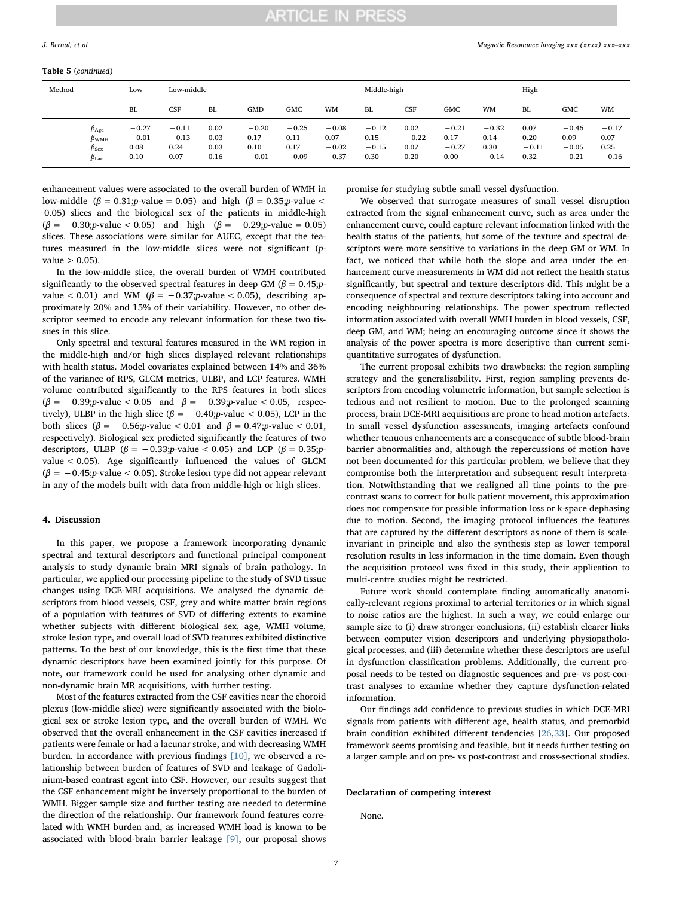**Table 5** (*continued*)

| Method | | Low | Low-middle | | | | | Middle-high | | | | High | | |
|---|---|---|---|---|---|---|---|---|---|---|---|---|---|---|
| | | BL | CSF | BL | GMD | GMC | WM | BL | CSF | GMC | WM | BL | GMC | WM |
| | $\beta_{Age}$ | −0.27 | −0.11 | 0.02 | −0.20 | −0.25 | −0.08 | −0.12 | 0.02 | −0.21 | −0.32 | 0.07 | −0.46 | −0.17 |
| | $\beta_{WMH}$ | −0.01 | −0.13 | 0.03 | 0.17 | 0.11 | 0.07 | 0.15 | −0.22 | 0.17 | 0.14 | 0.20 | 0.09 | 0.07 |
| | $\beta_{Sex}$ | 0.08 | 0.24 | 0.03 | 0.10 | 0.17 | −0.02 | −0.15 | 0.07 | −0.27 | 0.30 | −0.11 | −0.05 | 0.25 |
| | $\beta_{Lac}$ | 0.10 | 0.07 | 0.16 | −0.01 | −0.09 | −0.37 | 0.30 | 0.20 | 0.00 | −0.14 | 0.32 | −0.21 | −0.16 |

enhancement values were associated to the overall burden of WMH in low-middle ($\beta = 0.31$;*p*-value = 0.05) and high ($\beta = 0.35$;*p*-value < 0.05) slices and the biological sex of the patients in middle-high ($\beta = -0.30$;*p*-value < 0.05) and high ($\beta = -0.29$;*p*-value = 0.05) slices. These associations were similar for AUEC, except that the features measured in the low-middle slices were not significant (*p*-value > 0.05).

In the low-middle slice, the overall burden of WMH contributed significantly to the observed spectral features in deep GM ($\beta = 0.45$;*p*-value < 0.01) and WM ($\beta = -0.37$;*p*-value < 0.05), describing approximately 20% and 15% of their variability. However, no other descriptor seemed to encode any relevant information for these two tissues in this slice.

Only spectral and textural features measured in the WM region in the middle-high and/or high slices displayed relevant relationships with health status. Model covariates explained between 14% and 36% of the variance of RPS, GLCM metrics, ULBP, and LCP features. WMH volume contributed significantly to the RPS features in both slices ($\beta = -0.39$;*p*-value < 0.05 and $\beta = -0.39$;*p*-value < 0.05, respectively), ULBP in the high slice ($\beta = -0.40$;*p*-value < 0.05), LCP in the both slices ($\beta = -0.56$;*p*-value < 0.01 and $\beta = 0.47$;*p*-value < 0.01, respectively). Biological sex predicted significantly the features of two descriptors, ULBP ($\beta = -0.33$;*p*-value < 0.05) and LCP ($\beta = 0.35$;*p*-value < 0.05). Age significantly influenced the values of GLCM ($\beta = -0.45$;*p*-value < 0.05). Stroke lesion type did not appear relevant in any of the models built with data from middle-high or high slices.

## 4. Discussion

In this paper, we propose a framework incorporating dynamic spectral and textural descriptors and functional principal component analysis to study dynamic brain MRI signals of brain pathology. In particular, we applied our processing pipeline to the study of SVD tissue changes using DCE-MRI acquisitions. We analysed the dynamic descriptors from blood vessels, CSF, grey and white matter brain regions of a population with features of SVD of differing extents to examine whether subjects with different biological sex, age, WMH volume, stroke lesion type, and overall load of SVD features exhibited distinctive patterns. To the best of our knowledge, this is the first time that these dynamic descriptors have been examined jointly for this purpose. Of note, our framework could be used for analysing other dynamic and non-dynamic brain MR acquisitions, with further testing.

Most of the features extracted from the CSF cavities near the choroid plexus (low-middle slice) were significantly associated with the biological sex or stroke lesion type, and the overall burden of WMH. We observed that the overall enhancement in the CSF cavities increased if patients were female or had a lacunar stroke, and with decreasing WMH burden. In accordance with previous findings [10], we observed a relationship between burden of features of SVD and leakage of Gadolinium-based contrast agent into CSF. However, our results suggest that the CSF enhancement might be inversely proportional to the burden of WMH. Bigger sample size and further testing are needed to determine the direction of the relationship. Our framework found features correlated with WMH burden and, as increased WMH load is known to be associated with blood-brain barrier leakage [9], our proposal shows promise for studying subtle small vessel dysfunction.

We observed that surrogate measures of small vessel disruption extracted from the signal enhancement curve, such as area under the enhancement curve, could capture relevant information linked with the health status of the patients, but some of the texture and spectral descriptors were more sensitive to variations in the deep GM or WM. In fact, we noticed that while both the slope and area under the enhancement curve measurements in WM did not reflect the health status significantly, but spectral and texture descriptors did. This might be a consequence of spectral and texture descriptors taking into account and encoding neighbouring relationships. The power spectrum reflected information associated with overall WMH burden in blood vessels, CSF, deep GM, and WM; being an encouraging outcome since it shows the analysis of the power spectra is more descriptive than current semi-quantitative surrogates of dysfunction.

The current proposal exhibits two drawbacks: the region sampling strategy and the generalisability. First, region sampling prevents descriptors from encoding volumetric information, but sample selection is tedious and not resilient to motion. Due to the prolonged scanning process, brain DCE-MRI acquisitions are prone to head motion artefacts. In small vessel dysfunction assessments, imaging artefacts confound whether tenuous enhancements are a consequence of subtle blood-brain barrier abnormalities and, although the repercussions of motion have not been documented for this particular problem, we believe that they compromise both the interpretation and subsequent result interpretation. Notwithstanding that we realigned all time points to the pre-contrast scans to correct for bulk patient movement, this approximation does not compensate for possible information loss or k-space dephasing due to motion. Second, the imaging protocol influences the features that are captured by the different descriptors as none of them is scale-invariant in principle and also the synthesis step as lower temporal resolution results in less information in the time domain. Even though the acquisition protocol was fixed in this study, their application to multi-centre studies might be restricted.

Future work should contemplate finding automatically anatomically-relevant regions proximal to arterial territories or in which signal to noise ratios are the highest. In such a way, we could enlarge our sample size to (i) draw stronger conclusions, (ii) establish clearer links between computer vision descriptors and underlying physiopathological processes, and (iii) determine whether these descriptors are useful in dysfunction classification problems. Additionally, the current proposal needs to be tested on diagnostic sequences and pre- vs post-contrast analyses to examine whether they capture dysfunction-related information.

Our findings add confidence to previous studies in which DCE-MRI signals from patients with different age, health status, and premorbid brain condition exhibited different tendencies [26,33]. Our proposed framework seems promising and feasible, but it needs further testing on a larger sample and on pre- vs post-contrast and cross-sectional studies.

### Declaration of competing interest

None.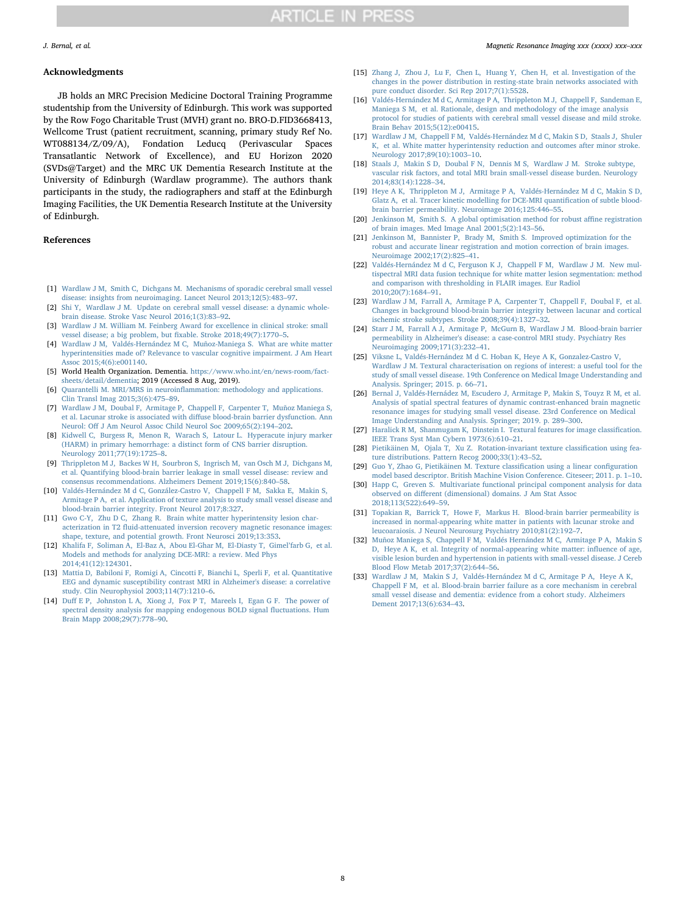## Acknowledgments

JB holds an MRC Precision Medicine Doctoral Training Programme studentship from the University of Edinburgh. This work was supported by the Row Fogo Charitable Trust (MVH) grant no. BRO-D.FID3668413, Wellcome Trust (patient recruitment, scanning, primary study Ref No. WT088134/Z/09/A), Fondation Leducq (Perivascular Spaces Transatlantic Network of Excellence), and EU Horizon 2020 (SVDs@Target) and the MRC UK Dementia Research Institute at the University of Edinburgh (Wardlaw programme). The authors thank participants in the study, the radiographers and staff at the Edinburgh Imaging Facilities, the UK Dementia Research Institute at the University of Edinburgh.

## References

[1] Wardlaw J M, Smith C, Dichgans M. Mechanisms of sporadic cerebral small vessel disease: insights from neuroimaging. Lancet Neurol 2013;12(5):483–97.

[2] Shi Y, Wardlaw J M. Update on cerebral small vessel disease: a dynamic whole-brain disease. Stroke Vasc Neurol 2016;1(3):83–92.

[3] Wardlaw J M. William M. Feinberg Award for excellence in clinical stroke: small vessel disease; a big problem, but fixable. Stroke 2018;49(7):1770–5.

[4] Wardlaw J M, Valdés-Hernández M C, Muñoz-Maniega S. What are white matter hyperintensities made of? Relevance to vascular cognitive impairment. J Am Heart Assoc 2015;4(6):e001140.

[5] World Health Organization. Dementia. https://www.who.int/en/news-room/fact-sheets/detail/dementia; 2019 (Accessed 8 Aug, 2019).

[6] Quarantelli M. MRI/MRS in neuroinflammation: methodology and applications. Clin Transl Imag 2015;3(6):475–89.

[7] Wardlaw J M, Doubal F, Armitage P, Chappell F, Carpenter T, Muñoz Maniega S, et al. Lacunar stroke is associated with diffuse blood-brain barrier dysfunction. Ann Neurol: Off J Am Neurol Assoc Child Neurol Soc 2009;65(2):194–202.

[8] Kidwell C, Burgess R, Menon R, Warach S, Latour L. Hyperacute injury marker (HARM) in primary hemorrhage: a distinct form of CNS barrier disruption. Neurology 2011;77(19):1725–8.

[9] Thrippleton M J, Backes W H, Sourbron S, Ingrisch M, van Osch M J, Dichgans M, et al. Quantifying blood-brain barrier leakage in small vessel disease: review and consensus recommendations. Alzheimers Dement 2019;15(6):840–58.

[10] Valdés-Hernández M d C, González-Castro V, Chappell F M, Sakka E, Makin S, Armitage P A, et al. Application of texture analysis to study small vessel disease and blood-brain barrier integrity. Front Neurol 2017;8:327.

[11] Gwo C-Y, Zhu D C, Zhang R. Brain white matter hyperintensity lesion characterization in T2 fluid-attenuated inversion recovery magnetic resonance images: shape, texture, and potential growth. Front Neurosci 2019;13:353.

[12] Khalifa F, Soliman A, El-Baz A, Abou El-Ghar M, El-Diasty T, Gimel'farb G, et al. Models and methods for analyzing DCE-MRI: a review. Med Phys 2014;41(12):124301.

[13] Mattia D, Babiloni F, Romigi A, Cincotti F, Bianchi L, Sperli F, et al. Quantitative EEG and dynamic susceptibility contrast MRI in Alzheimer's disease: a correlative study. Clin Neurophysiol 2003;114(7):1210–6.

[14] Duff E P, Johnston L A, Xiong J, Fox P T, Mareels I, Egan G F. The power of spectral density analysis for mapping endogenous BOLD signal fluctuations. Hum Brain Mapp 2008;29(7):778–90.

[15] Zhang J, Zhou J, Lu F, Chen L, Huang Y, Chen H, et al. Investigation of the changes in the power distribution in resting-state brain networks associated with pure conduct disorder. Sci Rep 2017;7(1):5528.

[16] Valdés-Hernández M d C, Armitage P A, Thrippleton M J, Chappell F, Sandeman E, Maniega S M, et al. Rationale, design and methodology of the image analysis protocol for studies of patients with cerebral small vessel disease and mild stroke. Brain Behav 2015;5(12):e00415.

[17] Wardlaw J M, Chappell F M, Valdés-Hernández M d C, Makin S D, Staals J, Shuler K, et al. White matter hyperintensity reduction and outcomes after minor stroke. Neurology 2017;89(10):1003–10.

[18] Staals J, Makin S D, Doubal F N, Dennis M S, Wardlaw J M. Stroke subtype, vascular risk factors, and total MRI brain small-vessel disease burden. Neurology 2014;83(14):1228–34.

[19] Heye A K, Thrippleton M J, Armitage P A, Valdés-Hernández M d C, Makin S D, Glatz A, et al. Tracer kinetic modelling for DCE-MRI quantification of subtle blood-brain barrier permeability. Neuroimage 2016;125:446–55.

[20] Jenkinson M, Smith S. A global optimisation method for robust affine registration of brain images. Med Image Anal 2001;5(2):143–56.

[21] Jenkinson M, Bannister P, Brady M, Smith S. Improved optimization for the robust and accurate linear registration and motion correction of brain images. Neuroimage 2002;17(2):825–41.

[22] Valdés-Hernández M d C, Ferguson K J, Chappell F M, Wardlaw J M. New multispectral MRI data fusion technique for white matter lesion segmentation: method and comparison with thresholding in FLAIR images. Eur Radiol 2010;20(7):1684–91.

[23] Wardlaw J M, Farrall A, Armitage P A, Carpenter T, Chappell F, Doubal F, et al. Changes in background blood-brain barrier integrity between lacunar and cortical ischemic stroke subtypes. Stroke 2008;39(4):1327–32.

[24] Starr J M, Farrall A J, Armitage P, McGurn B, Wardlaw J M. Blood-brain barrier permeability in Alzheimer's disease: a case-control MRI study. Psychiatry Res Neuroimaging 2009;171(3):232–41.

[25] Vikske L, Valdés-Hernández M d C. Hoban K, Heye A K, Gonzalez-Castro V, Wardlaw J M. Textural characterisation on regions of interest: a useful tool for the study of small vessel disease. 19th Conference on Medical Image Understanding and Analysis. Springer; 2015. p. 66–71.

[26] Bernal J, Valdés-Hernádez M d C, Escudero J, Armitage P, Makin S, Touyz R M, et al. Analysis of spatial spectral features of dynamic contrast-enhanced brain magnetic resonance images for studying small vessel disease. 23rd Conference on Medical Image Understanding and Analysis. Springer; 2019. p. 289–300.

[27] Haralick R M, Shanmugam K, Dinstein I. Textural features for image classification. IEEE Trans Syst Man Cybern 1973(6):610–21.

[28] Pietikäinen M, Ojala T, Xu Z. Rotation-invariant texture classification using feature distributions. Pattern Recog 2000;33(1):43–52.

[29] Guo Y, Zhao G, Pietikäinen M. Texture classification using a linear configuration model based descriptor. British Machine Vision Conference. Citeseer; 2011. p. 1–10.

[30] Happ C, Greven S. Multivariate functional principal component analysis for data observed on different (dimensional) domains. J Am Stat Assoc 2018;113(522):649–59.

[31] Topakian R, Barrick T, Howe F, Markus H. Blood-brain barrier permeability is increased in normal-appearing white matter in patients with lacunar stroke and leucoaraiosis. J Neurol Neurosurg Psychiatry 2010;81(2):192–7.

[32] Muñoz Maniega S, Chappell F M, Valdés Hernández M C, Armitage P A, Makin S D, Heye A K, et al. Integrity of normal-appearing white matter: influence of age, visible lesion burden and hypertension in patients with small-vessel disease. J Cereb Blood Flow Metab 2017;37(2):644–56.

[33] Wardlaw J M, Makin S J, Valdés-Hernández M d C, Armitage P A, Heye A K, Chappell F M, et al. Blood-brain barrier failure as a core mechanism in cerebral small vessel disease and dementia: evidence from a cohort study. Alzheimers Dement 2017;13(6):634–43.